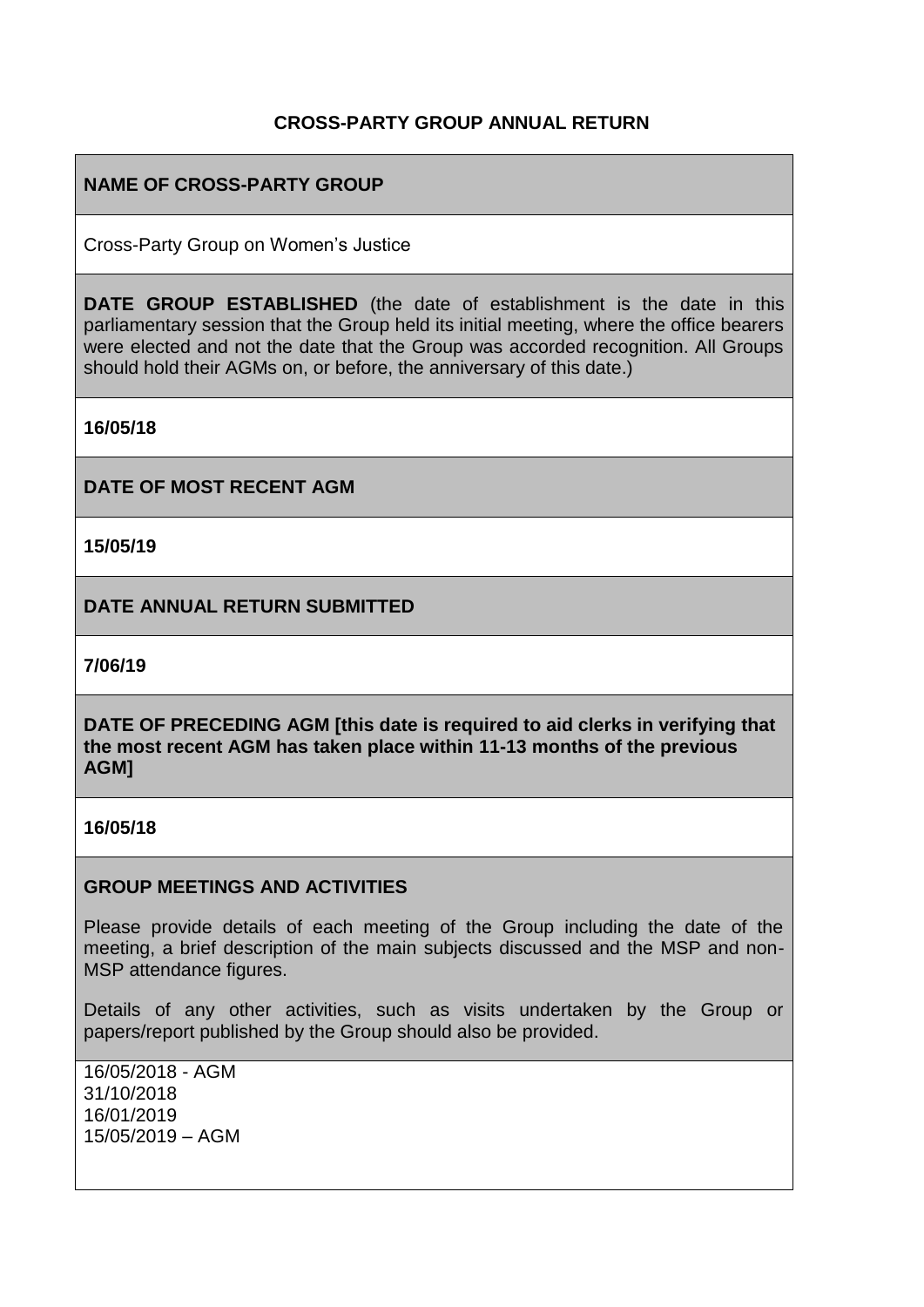# CROSS-PARTY GROUP ANNUAL RETURN

**NAME OF CROSS-PARTY GROUP**

Cross-Party Group on Women's Justice

**DATE GROUP ESTABLISHED** (the date of establishment is the date in this parliamentary session that the Group held its initial meeting, where the office bearers were elected and not the date that the Group was accorded recognition. All Groups should hold their AGMs on, or before, the anniversary of this date.)

**16/05/18**

**DATE OF MOST RECENT AGM**

**15/05/19**

**DATE ANNUAL RETURN SUBMITTED**

**7/06/19**

**DATE OF PRECEDING AGM [this date is required to aid clerks in verifying that the most recent AGM has taken place within 11-13 months of the previous AGM]**

**16/05/18**

**GROUP MEETINGS AND ACTIVITIES**

Please provide details of each meeting of the Group including the date of the meeting, a brief description of the main subjects discussed and the MSP and non-MSP attendance figures.

Details of any other activities, such as visits undertaken by the Group or papers/report published by the Group should also be provided.

16/05/2018 - AGM
31/10/2018
16/01/2019
15/05/2019 – AGM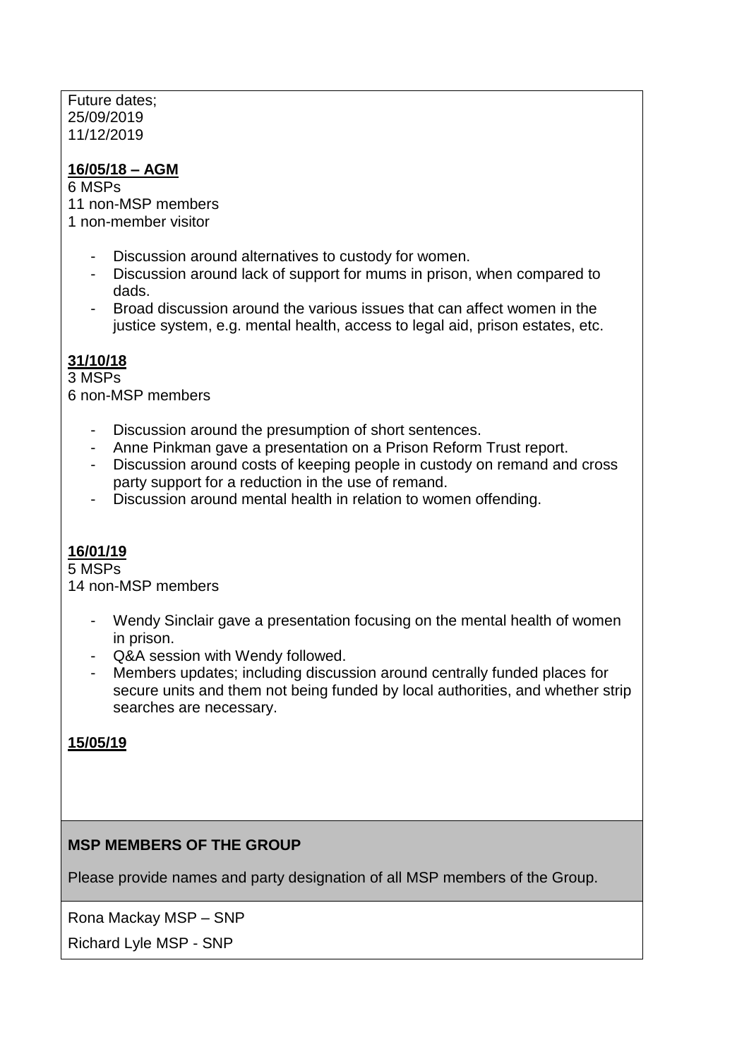Future dates;
25/09/2019
11/12/2019

**<u>16/05/18 – AGM</u>**
6 MSPs
11 non-MSP members
1 non-member visitor

- Discussion around alternatives to custody for women.
- Discussion around lack of support for mums in prison, when compared to dads.
- Broad discussion around the various issues that can affect women in the justice system, e.g. mental health, access to legal aid, prison estates, etc.

**<u>31/10/18</u>**
3 MSPs
6 non-MSP members

- Discussion around the presumption of short sentences.
- Anne Pinkman gave a presentation on a Prison Reform Trust report.
- Discussion around costs of keeping people in custody on remand and cross party support for a reduction in the use of remand.
- Discussion around mental health in relation to women offending.

**<u>16/01/19</u>**
5 MSPs
14 non-MSP members

- Wendy Sinclair gave a presentation focusing on the mental health of women in prison.
- Q&A session with Wendy followed.
- Members updates; including discussion around centrally funded places for secure units and them not being funded by local authorities, and whether strip searches are necessary.

**<u>15/05/19</u>**

**MSP MEMBERS OF THE GROUP**

Please provide names and party designation of all MSP members of the Group.

Rona Mackay MSP – SNP

Richard Lyle MSP - SNP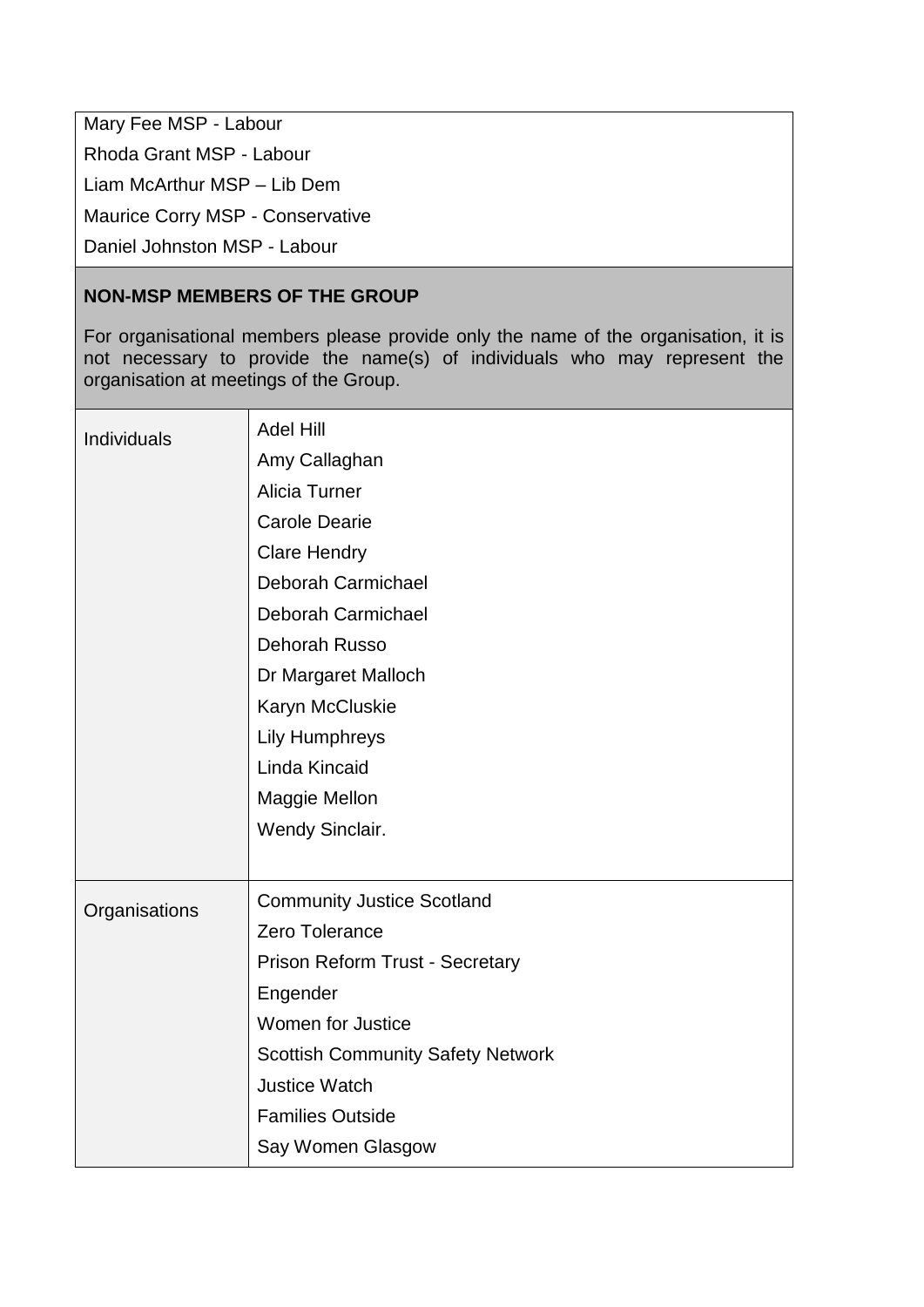| |
|---|
| Mary Fee MSP - Labour |
| Rhoda Grant MSP - Labour |
| Liam McArthur MSP – Lib Dem |
| Maurice Corry MSP - Conservative |
| Daniel Johnston MSP - Labour |

**NON-MSP MEMBERS OF THE GROUP**

For organisational members please provide only the name of the organisation, it is not necessary to provide the name(s) of individuals who may represent the organisation at meetings of the Group.

| | |
|---|---|
| Individuals | Adel Hill<br>Amy Callaghan<br>Alicia Turner<br>Carole Dearie<br>Clare Hendry<br>Deborah Carmichael<br>Deborah Carmichael<br>Dehorah Russo<br>Dr Margaret Malloch<br>Karyn McCluskie<br>Lily Humphreys<br>Linda Kincaid<br>Maggie Mellon<br>Wendy Sinclair. |
| Organisations | Community Justice Scotland<br>Zero Tolerance<br>Prison Reform Trust - Secretary<br>Engender<br>Women for Justice<br>Scottish Community Safety Network<br>Justice Watch<br>Families Outside<br>Say Women Glasgow |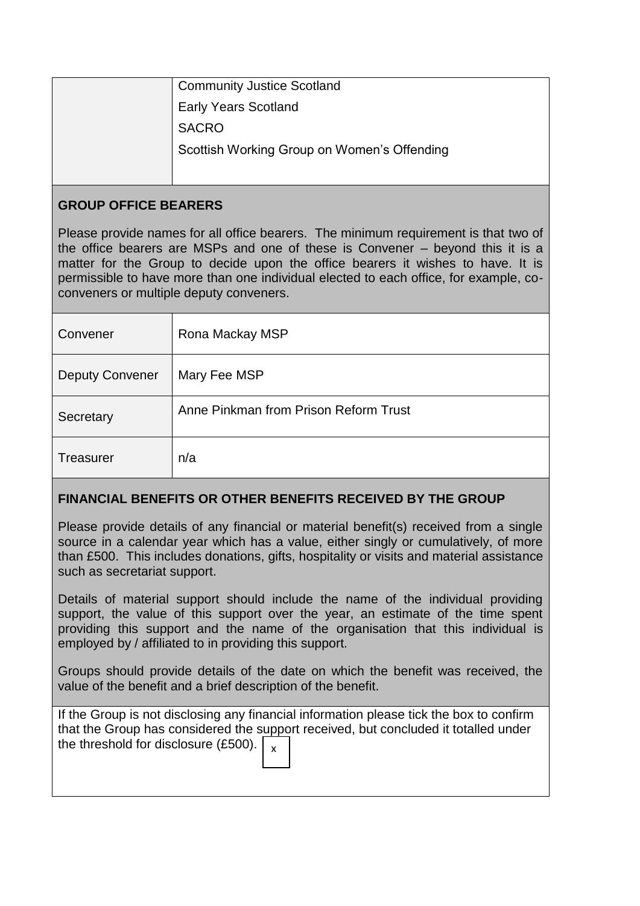| | |
|---|---|
| | Community Justice Scotland<br>Early Years Scotland<br>SACRO<br>Scottish Working Group on Women's Offending |

## GROUP OFFICE BEARERS

Please provide names for all office bearers. The minimum requirement is that two of the office bearers are MSPs and one of these is Convener – beyond this it is a matter for the Group to decide upon the office bearers it wishes to have. It is permissible to have more than one individual elected to each office, for example, co-conveners or multiple deputy conveners.

| | |
|---|---|
| Convener | Rona Mackay MSP |
| Deputy Convener | Mary Fee MSP |
| Secretary | Anne Pinkman from Prison Reform Trust |
| Treasurer | n/a |

## FINANCIAL BENEFITS OR OTHER BENEFITS RECEIVED BY THE GROUP

Please provide details of any financial or material benefit(s) received from a single source in a calendar year which has a value, either singly or cumulatively, of more than £500. This includes donations, gifts, hospitality or visits and material assistance such as secretariat support.

Details of material support should include the name of the individual providing support, the value of this support over the year, an estimate of the time spent providing this support and the name of the organisation that this individual is employed by / affiliated to in providing this support.

Groups should provide details of the date on which the benefit was received, the value of the benefit and a brief description of the benefit.

If the Group is not disclosing any financial information please tick the box to confirm that the Group has considered the support received, but concluded it totalled under the threshold for disclosure (£500). [x]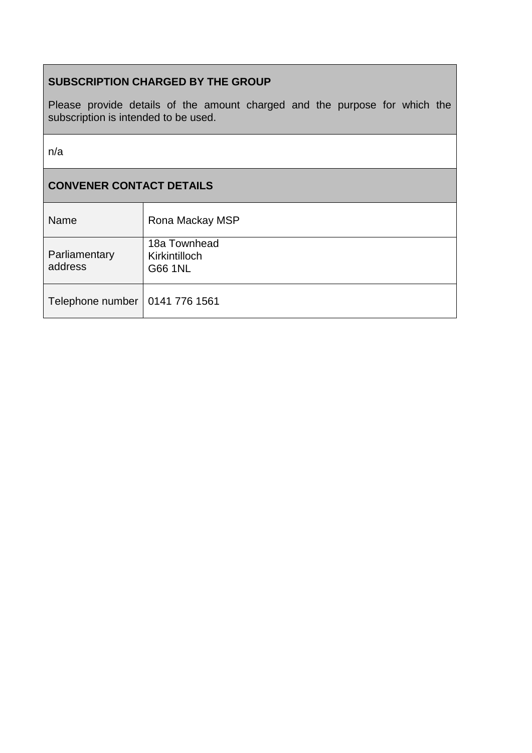| SUBSCRIPTION CHARGED BY THE GROUP<br><br>Please provide details of the amount charged and the purpose for which the subscription is intended to be used. |
| --- |
| n/a |

| CONVENER CONTACT DETAILS | |
| --- | --- |
| Name | Rona Mackay MSP |
| Parliamentary address | 18a Townhead<br>Kirkintilloch<br>G66 1NL |
| Telephone number | 0141 776 1561 |